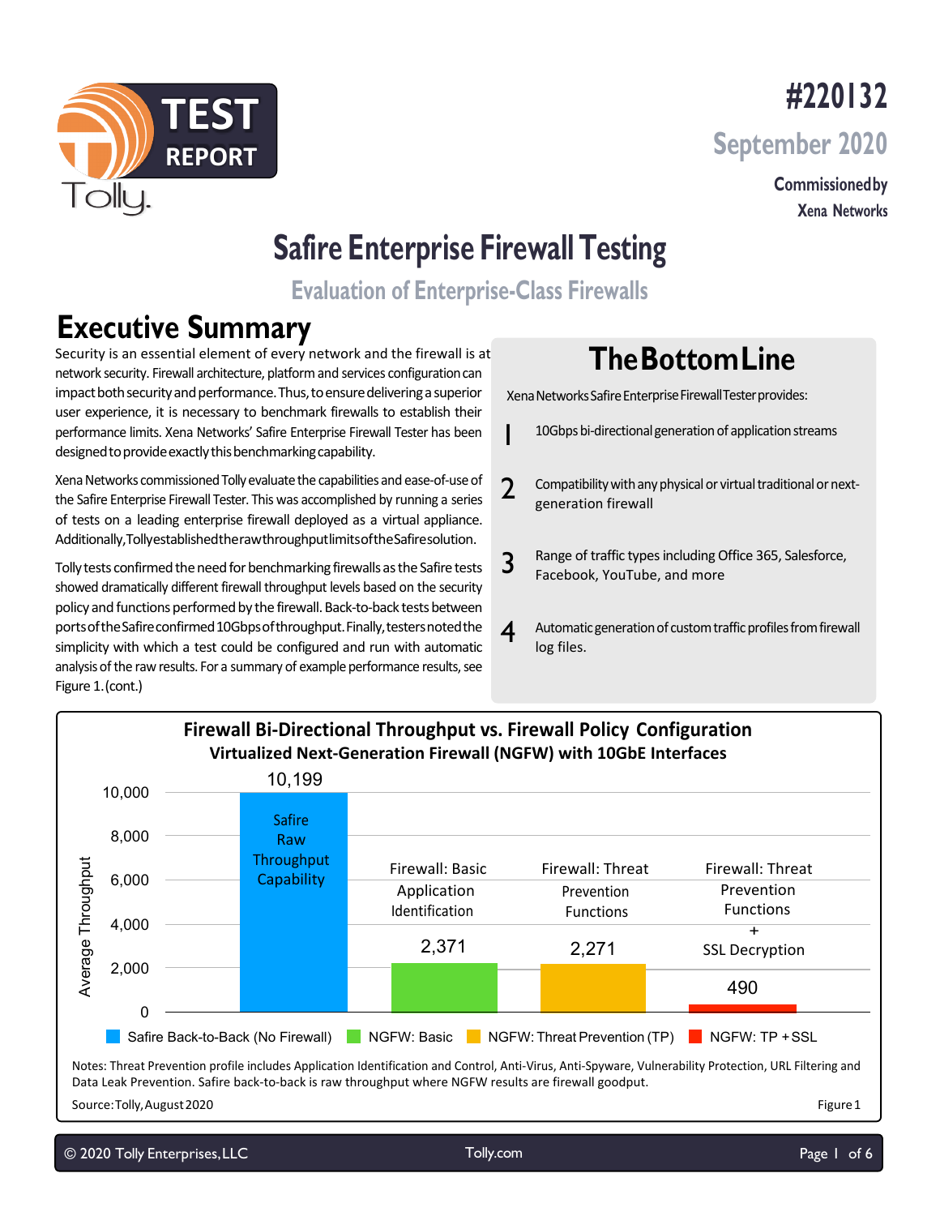# TEST REPORT

Tolly.

**#220132**

**September 2020**

**Commissioned by**
**Xena Networks**

# Safire Enterprise Firewall Testing

## Evaluation of Enterprise-Class Firewalls

## Executive Summary

Security is an essential element of every network and the firewall is at network security. Firewall architecture, platform and services configuration can impact both security and performance. Thus, to ensure delivering a superior user experience, it is necessary to benchmark firewalls to establish their performance limits. Xena Networks' Safire Enterprise Firewall Tester has been designed to provide exactly this benchmarking capability.

Xena Networks commissioned Tolly evaluate the capabilities and ease-of-use of the Safire Enterprise Firewall Tester. This was accomplished by running a series of tests on a leading enterprise firewall deployed as a virtual appliance. Additionally, Tolly established the raw throughput limits of the Safire solution.

Tolly tests confirmed the need for benchmarking firewalls as the Safire tests showed dramatically different firewall throughput levels based on the security policy and functions performed by the firewall. Back-to-back tests between ports of the Safire confirmed 10Gbps of throughput. Finally, testers noted the simplicity with which a test could be configured and run with automatic analysis of the raw results. For a summary of example performance results, see Figure 1. (cont.)

## The Bottom Line

Xena Networks Safire Enterprise Firewall Tester provides:

1. 10Gbps bi-directional generation of application streams
2. Compatibility with any physical or virtual traditional or next-generation firewall
3. Range of traffic types including Office 365, Salesforce, Facebook, YouTube, and more
4. Automatic generation of custom traffic profiles from firewall log files.

**Firewall Bi-Directional Throughput vs. Firewall Policy Configuration**
**Virtualized Next-Generation Firewall (NGFW) with 10GbE Interfaces**

| Configuration | Average Throughput |
| --- | --- |
| Safire Back-to-Back (No Firewall) – Safire Raw Throughput Capability | 10,199 |
| NGFW: Basic – Firewall: Basic Application Identification | 2,371 |
| NGFW: Threat Prevention (TP) – Firewall: Threat Prevention Functions | 2,271 |
| NGFW: TP + SSL – Firewall: Threat Prevention Functions + SSL Decryption | 490 |

Notes: Threat Prevention profile includes Application Identification and Control, Anti-Virus, Anti-Spyware, Vulnerability Protection, URL Filtering and Data Leak Prevention. Safire back-to-back is raw throughput where NGFW results are firewall goodput.

Source: Tolly, August 2020

Figure 1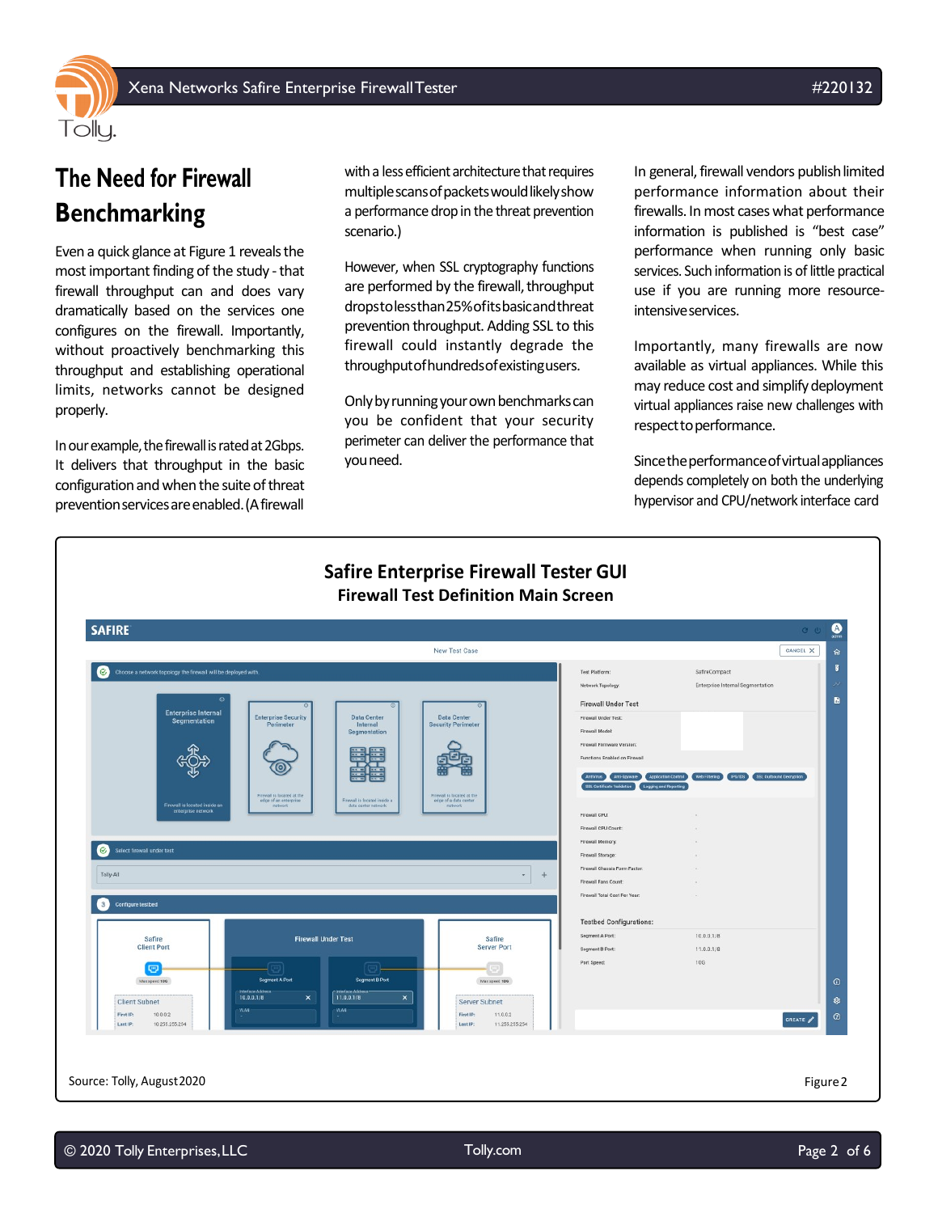## The Need for Firewall Benchmarking

Even a quick glance at Figure 1 reveals the most important finding of the study - that firewall throughput can and does vary dramatically based on the services one configures on the firewall. Importantly, without proactively benchmarking this throughput and establishing operational limits, networks cannot be designed properly.

In our example, the firewall is rated at 2Gbps. It delivers that throughput in the basic configuration and when the suite of threat prevention services are enabled. (A firewall with a less efficient architecture that requires multiple scans of packets would likely show a performance drop in the threat prevention scenario.)

However, when SSL cryptography functions are performed by the firewall, throughput drops to less than 25% of its basic and threat prevention throughput. Adding SSL to this firewall could instantly degrade the throughput of hundreds of existing users.

Only by running your own benchmarks can you be confident that your security perimeter can deliver the performance that you need.

In general, firewall vendors publish limited performance information about their firewalls. In most cases what performance information is published is "best case" performance when running only basic services. Such information is of little practical use if you are running more resource-intensive services.

Importantly, many firewalls are now available as virtual appliances. While this may reduce cost and simplify deployment virtual appliances raise new challenges with respect to performance.

Since the performance of virtual appliances depends completely on both the underlying hypervisor and CPU/network interface card

**Safire Enterprise Firewall Tester GUI**

**Firewall Test Definition Main Screen**

Source: Tolly, August 2020

Figure 2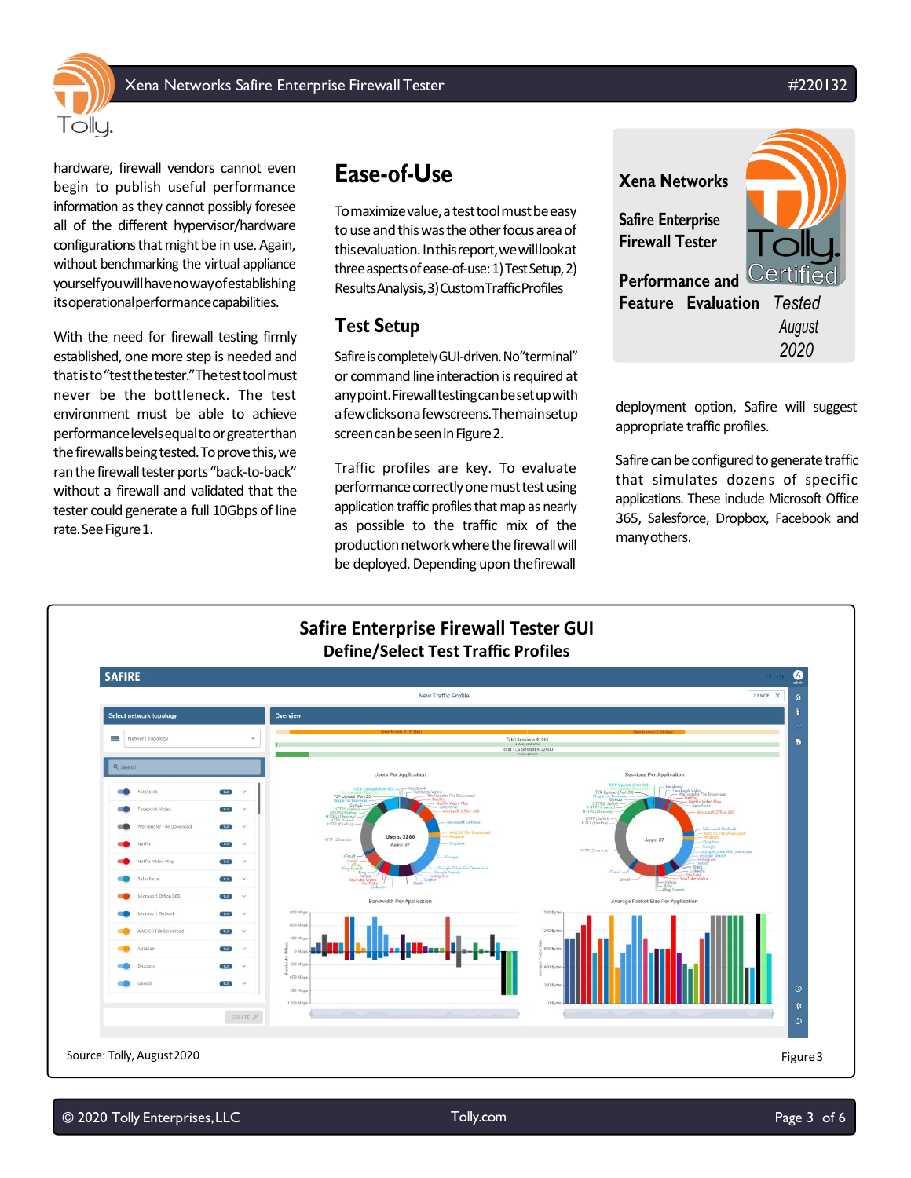hardware, firewall vendors cannot even begin to publish useful performance information as they cannot possibly foresee all of the different hypervisor/hardware configurations that might be in use. Again, without benchmarking the virtual appliance yourself you will have no way of establishing its operational performance capabilities.

With the need for firewall testing firmly established, one more step is needed and that is to "test the tester." The test tool must never be the bottleneck. The test environment must be able to achieve performance levels equal to or greater than the firewalls being tested. To prove this, we ran the firewall tester ports "back-to-back" without a firewall and validated that the tester could generate a full 10Gbps of line rate. See Figure 1.

## Ease-of-Use

To maximize value, a test tool must be easy to use and this was the other focus area of this evaluation. In this report, we will look at three aspects of ease-of-use: 1) Test Setup, 2) Results Analysis, 3) Custom Traffic Profiles

### Test Setup

Safire is completely GUI-driven. No "terminal" or command line interaction is required at any point. Firewall testing can be set up with a few clicks on a few screens. The main setup screen can be seen in Figure 2.

Traffic profiles are key. To evaluate performance correctly one must test using application traffic profiles that map as nearly as possible to the traffic mix of the production network where the firewall will be deployed. Depending upon the firewall deployment option, Safire will suggest appropriate traffic profiles.

Safire can be configured to generate traffic that simulates dozens of specific applications. These include Microsoft Office 365, Salesforce, Dropbox, Facebook and many others.

**Xena Networks**

**Safire Enterprise Firewall Tester**

**Performance and Feature Evaluation**

*Tested August 2020*

**Safire Enterprise Firewall Tester GUI**

**Define/Select Test Traffic Profiles**

Source: Tolly, August 2020

Figure 3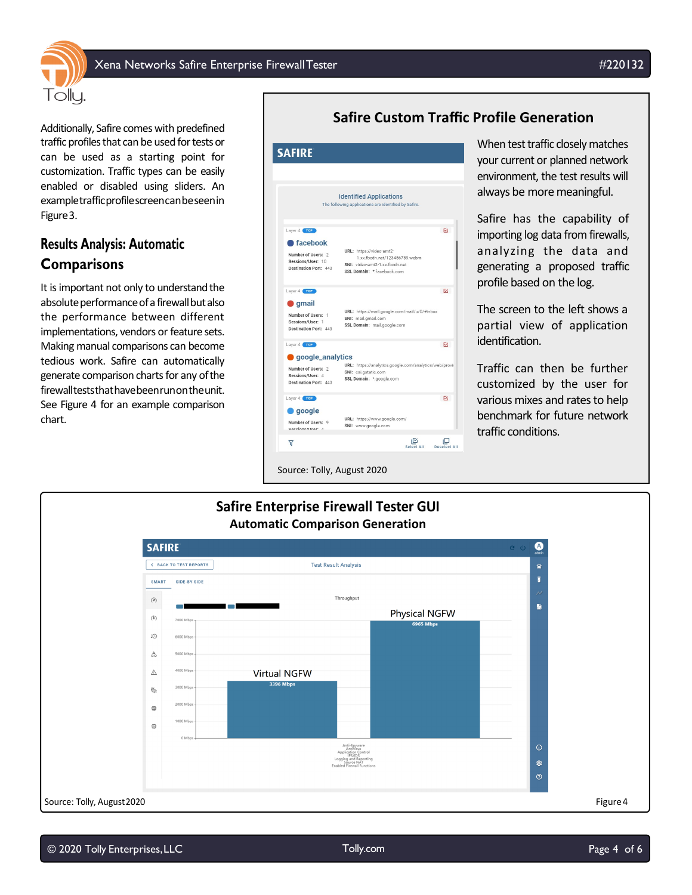Additionally, Safire comes with predefined traffic profiles that can be used for tests or can be used as a starting point for customization. Traffic types can be easily enabled or disabled using sliders. An example traffic profile screen can be seen in Figure 3.

## Results Analysis: Automatic Comparisons

It is important not only to understand the absolute performance of a firewall but also the performance between different implementations, vendors or feature sets. Making manual comparisons can become tedious work. Safire can automatically generate comparison charts for any of the firewall tests that have been run on the unit. See Figure 4 for an example comparison chart.

### Safire Custom Traffic Profile Generation

When test traffic closely matches your current or planned network environment, the test results will always be more meaningful.

Safire has the capability of importing log data from firewalls, analyzing the data and generating a proposed traffic profile based on the log.

The screen to the left shows a partial view of application identification.

Traffic can then be further customized by the user for various mixes and rates to help benchmark for future network traffic conditions.

Source: Tolly, August 2020

### Safire Enterprise Firewall Tester GUI

**Automatic Comparison Generation**

Source: Tolly, August 2020

Figure 4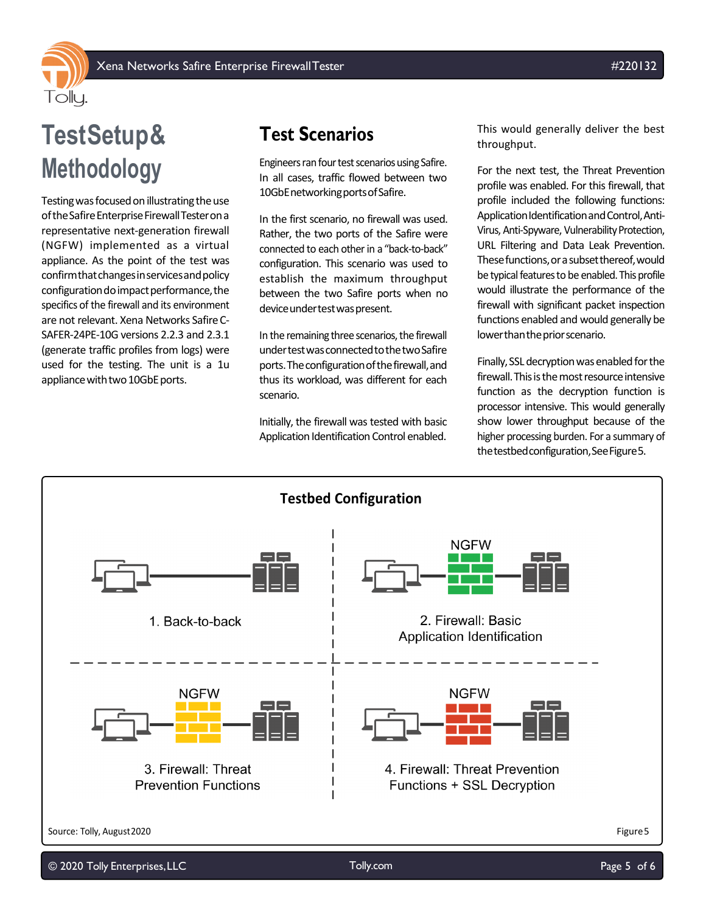# Test Setup & Methodology

Testing was focused on illustrating the use of the Safire Enterprise Firewall Tester on a representative next-generation firewall (NGFW) implemented as a virtual appliance. As the point of the test was confirm that changes in services and policy configuration do impact performance, the specifics of the firewall and its environment are not relevant. Xena Networks Safire C-SAFER-24PE-10G versions 2.2.3 and 2.3.1 (generate traffic profiles from logs) were used for the testing. The unit is a 1u appliance with two 10GbE ports.

## Test Scenarios

Engineers ran four test scenarios using Safire. In all cases, traffic flowed between two 10GbE networking ports of Safire.

In the first scenario, no firewall was used. Rather, the two ports of the Safire were connected to each other in a "back-to-back" configuration. This scenario was used to establish the maximum throughput between the two Safire ports when no device under test was present.

In the remaining three scenarios, the firewall under test was connected to the two Safire ports. The configuration of the firewall, and thus its workload, was different for each scenario.

Initially, the firewall was tested with basic Application Identification Control enabled. This would generally deliver the best throughput.

For the next test, the Threat Prevention profile was enabled. For this firewall, that profile included the following functions: Application Identification and Control, Anti-Virus, Anti-Spyware, Vulnerability Protection, URL Filtering and Data Leak Prevention. These functions, or a subset thereof, would be typical features to be enabled. This profile would illustrate the performance of the firewall with significant packet inspection functions enabled and would generally be lower than the prior scenario.

Finally, SSL decryption was enabled for the firewall. This is the most resource intensive function as the decryption function is processor intensive. This would generally show lower throughput because of the higher processing burden. For a summary of the testbed configuration, See Figure 5.

**Testbed Configuration**

1. Back-to-back
2. Firewall: Basic Application Identification (NGFW)
3. Firewall: Threat Prevention Functions (NGFW)
4. Firewall: Threat Prevention Functions + SSL Decryption (NGFW)

Source: Tolly, August 2020

Figure 5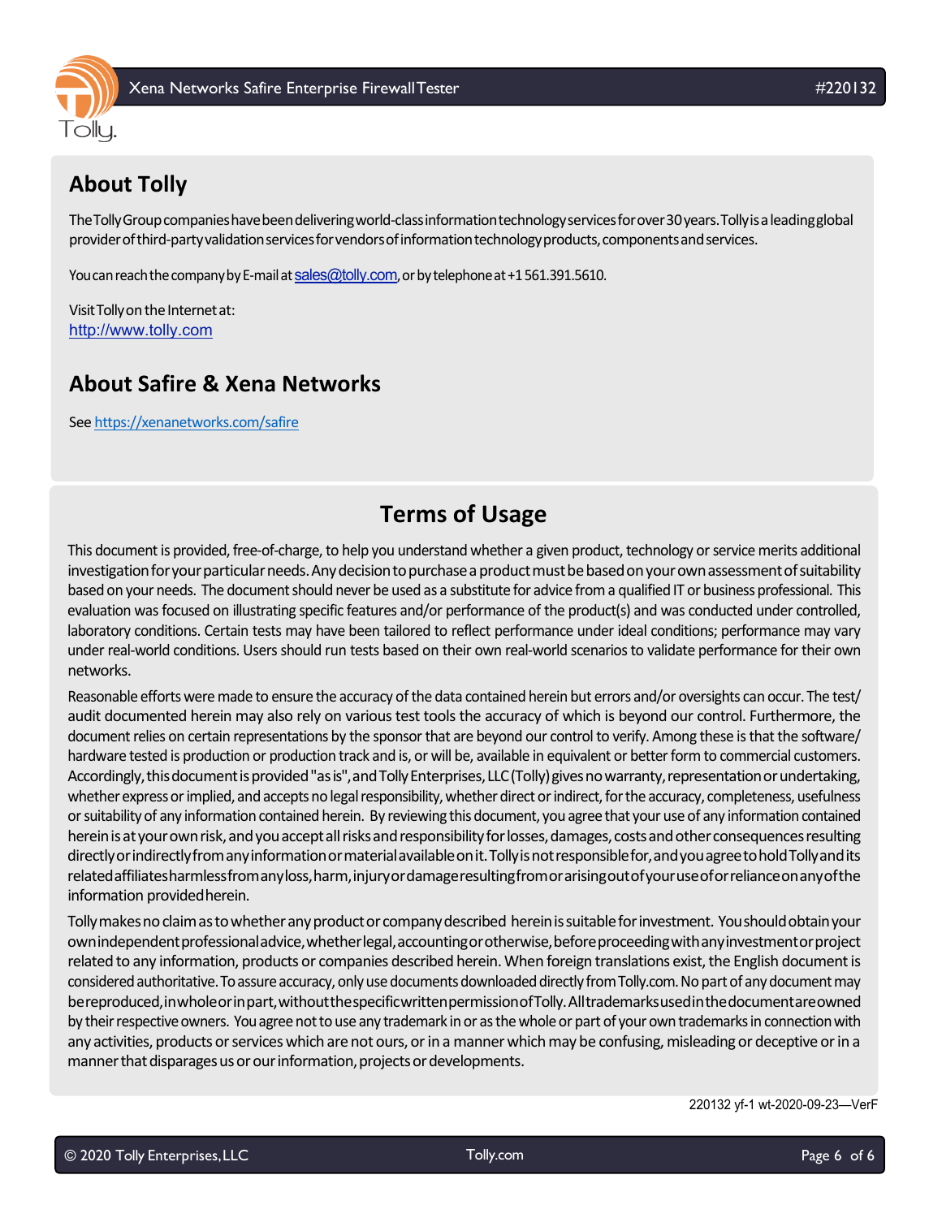## About Tolly

The Tolly Group companies have been delivering world-class information technology services for over 30 years. Tolly is a leading global provider of third-party validation services for vendors of information technology products, components and services.

You can reach the company by E-mail at sales@tolly.com, or by telephone at +1 561.391.5610.

Visit Tolly on the Internet at:
http://www.tolly.com

## About Safire & Xena Networks

See https://xenanetworks.com/safire

## Terms of Usage

This document is provided, free-of-charge, to help you understand whether a given product, technology or service merits additional investigation for your particular needs. Any decision to purchase a product must be based on your own assessment of suitability based on your needs. The document should never be used as a substitute for advice from a qualified IT or business professional. This evaluation was focused on illustrating specific features and/or performance of the product(s) and was conducted under controlled, laboratory conditions. Certain tests may have been tailored to reflect performance under ideal conditions; performance may vary under real-world conditions. Users should run tests based on their own real-world scenarios to validate performance for their own networks.

Reasonable efforts were made to ensure the accuracy of the data contained herein but errors and/or oversights can occur. The test/audit documented herein may also rely on various test tools the accuracy of which is beyond our control. Furthermore, the document relies on certain representations by the sponsor that are beyond our control to verify. Among these is that the software/hardware tested is production or production track and is, or will be, available in equivalent or better form to commercial customers. Accordingly, this document is provided "as is", and Tolly Enterprises, LLC (Tolly) gives no warranty, representation or undertaking, whether express or implied, and accepts no legal responsibility, whether direct or indirect, for the accuracy, completeness, usefulness or suitability of any information contained herein. By reviewing this document, you agree that your use of any information contained herein is at your own risk, and you accept all risks and responsibility for losses, damages, costs and other consequences resulting directly or indirectly from any information or material available on it. Tolly is not responsible for, and you agree to hold Tolly and its related affiliates harmless from any loss, harm, injury or damage resulting from or arising out of your use of or reliance on any of the information provided herein.

Tolly makes no claim as to whether any product or company described herein is suitable for investment. You should obtain your own independent professional advice, whether legal, accounting or otherwise, before proceeding with any investment or project related to any information, products or companies described herein. When foreign translations exist, the English document is considered authoritative. To assure accuracy, only use documents downloaded directly from Tolly.com. No part of any document may be reproduced, in whole or in part, without the specific written permission of Tolly. All trademarks used in the document are owned by their respective owners. You agree not to use any trademark in or as the whole or part of your own trademarks in connection with any activities, products or services which are not ours, or in a manner which may be confusing, misleading or deceptive or in a manner that disparages us or our information, projects or developments.

220132 yf-1 wt-2020-09-23—VerF